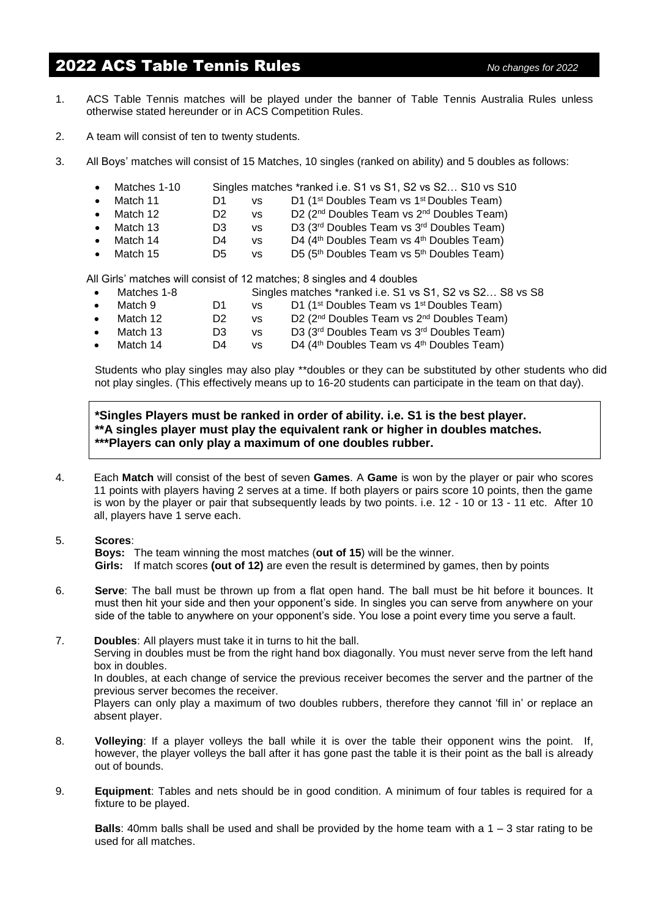# 2022 ACS Table Tennis Rules

*No changes for 2022*

1. ACS Table Tennis matches will be played under the banner of Table Tennis Australia Rules unless otherwise stated hereunder or in ACS Competition Rules.

2. A team will consist of ten to twenty students.

3. All Boys' matches will consist of 15 Matches, 10 singles (ranked on ability) and 5 doubles as follows:

   - Matches 1-10 Singles matches *ranked i.e. S1 vs S1, S2 vs S2… S10 vs S10
   - Match 11 D1 vs D1 (1st Doubles Team vs 1st Doubles Team)
   - Match 12 D2 vs D2 (2nd Doubles Team vs 2nd Doubles Team)
   - Match 13 D3 vs D3 (3rd Doubles Team vs 3rd Doubles Team)
   - Match 14 D4 vs D4 (4th Doubles Team vs 4th Doubles Team)
   - Match 15 D5 vs D5 (5th Doubles Team vs 5th Doubles Team)

   All Girls' matches will consist of 12 matches; 8 singles and 4 doubles

   - Matches 1-8 Singles matches *ranked i.e. S1 vs S1, S2 vs S2… S8 vs S8
   - Match 9 D1 vs D1 (1st Doubles Team vs 1st Doubles Team)
   - Match 12 D2 vs D2 (2nd Doubles Team vs 2nd Doubles Team)
   - Match 13 D3 vs D3 (3rd Doubles Team vs 3rd Doubles Team)
   - Match 14 D4 vs D4 (4th Doubles Team vs 4th Doubles Team)

   Students who play singles may also play **doubles or they can be substituted by other students who did not play singles. (This effectively means up to 16-20 students can participate in the team on that day).

   **\*Singles Players must be ranked in order of ability. i.e. S1 is the best player.**
   **\*\*A singles player must play the equivalent rank or higher in doubles matches.**
   **\*\*\*Players can only play a maximum of one doubles rubber.**

4. Each **Match** will consist of the best of seven **Games**. A **Game** is won by the player or pair who scores 11 points with players having 2 serves at a time. If both players or pairs score 10 points, then the game is won by the player or pair that subsequently leads by two points. i.e. 12 - 10 or 13 - 11 etc. After 10 all, players have 1 serve each.

5. **Scores**:
   **Boys:** The team winning the most matches (**out of 15**) will be the winner.
   **Girls:** If match scores **(out of 12)** are even the result is determined by games, then by points

6. **Serve**: The ball must be thrown up from a flat open hand. The ball must be hit before it bounces. It must then hit your side and then your opponent's side. In singles you can serve from anywhere on your side of the table to anywhere on your opponent's side. You lose a point every time you serve a fault.

7. **Doubles**: All players must take it in turns to hit the ball.
   Serving in doubles must be from the right hand box diagonally. You must never serve from the left hand box in doubles.
   In doubles, at each change of service the previous receiver becomes the server and the partner of the previous server becomes the receiver.
   Players can only play a maximum of two doubles rubbers, therefore they cannot 'fill in' or replace an absent player.

8. **Volleying**: If a player volleys the ball while it is over the table their opponent wins the point. If, however, the player volleys the ball after it has gone past the table it is their point as the ball is already out of bounds.

9. **Equipment**: Tables and nets should be in good condition. A minimum of four tables is required for a fixture to be played.

   **Balls**: 40mm balls shall be used and shall be provided by the home team with a 1 – 3 star rating to be used for all matches.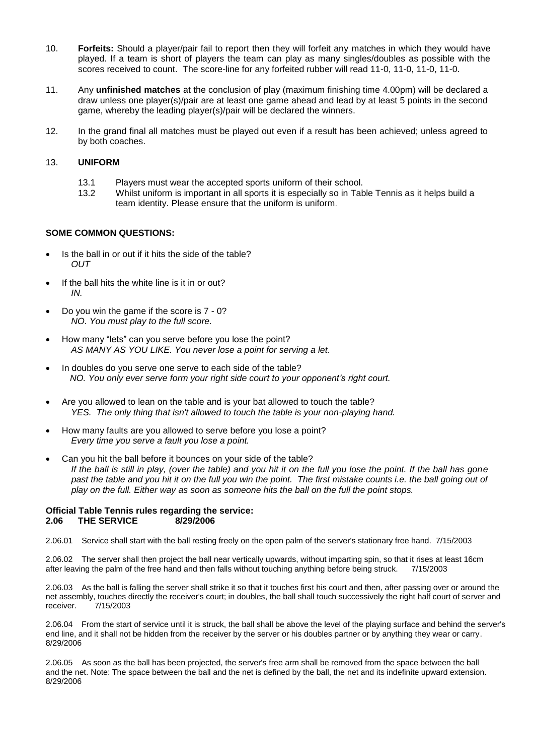10. **Forfeits:** Should a player/pair fail to report then they will forfeit any matches in which they would have played. If a team is short of players the team can play as many singles/doubles as possible with the scores received to count. The score-line for any forfeited rubber will read 11-0, 11-0, 11-0, 11-0.

11. Any **unfinished matches** at the conclusion of play (maximum finishing time 4.00pm) will be declared a draw unless one player(s)/pair are at least one game ahead and lead by at least 5 points in the second game, whereby the leading player(s)/pair will be declared the winners.

12. In the grand final all matches must be played out even if a result has been achieved; unless agreed to by both coaches.

13. **UNIFORM**

    13.1 Players must wear the accepted sports uniform of their school.

    13.2 Whilst uniform is important in all sports it is especially so in Table Tennis as it helps build a team identity. Please ensure that the uniform is uniform.

**SOME COMMON QUESTIONS:**

- Is the ball in or out if it hits the side of the table?
  *OUT*
- If the ball hits the white line is it in or out?
  *IN.*
- Do you win the game if the score is 7 - 0?
  *NO. You must play to the full score.*
- How many "lets" can you serve before you lose the point?
  *AS MANY AS YOU LIKE. You never lose a point for serving a let.*
- In doubles do you serve one serve to each side of the table?
  *NO. You only ever serve form your right side court to your opponent's right court.*
- Are you allowed to lean on the table and is your bat allowed to touch the table?
  *YES. The only thing that isn't allowed to touch the table is your non-playing hand.*
- How many faults are you allowed to serve before you lose a point?
  *Every time you serve a fault you lose a point.*
- Can you hit the ball before it bounces on your side of the table?
  *If the ball is still in play, (over the table) and you hit it on the full you lose the point. If the ball has gone past the table and you hit it on the full you win the point. The first mistake counts i.e. the ball going out of play on the full. Either way as soon as someone hits the ball on the full the point stops.*

**Official Table Tennis rules regarding the service:**
**2.06 THE SERVICE 8/29/2006**

2.06.01 Service shall start with the ball resting freely on the open palm of the server's stationary free hand. 7/15/2003

2.06.02 The server shall then project the ball near vertically upwards, without imparting spin, so that it rises at least 16cm after leaving the palm of the free hand and then falls without touching anything before being struck. 7/15/2003

2.06.03 As the ball is falling the server shall strike it so that it touches first his court and then, after passing over or around the net assembly, touches directly the receiver's court; in doubles, the ball shall touch successively the right half court of server and receiver. 7/15/2003

2.06.04 From the start of service until it is struck, the ball shall be above the level of the playing surface and behind the server's end line, and it shall not be hidden from the receiver by the server or his doubles partner or by anything they wear or carry. 8/29/2006

2.06.05 As soon as the ball has been projected, the server's free arm shall be removed from the space between the ball and the net. Note: The space between the ball and the net is defined by the ball, the net and its indefinite upward extension. 8/29/2006